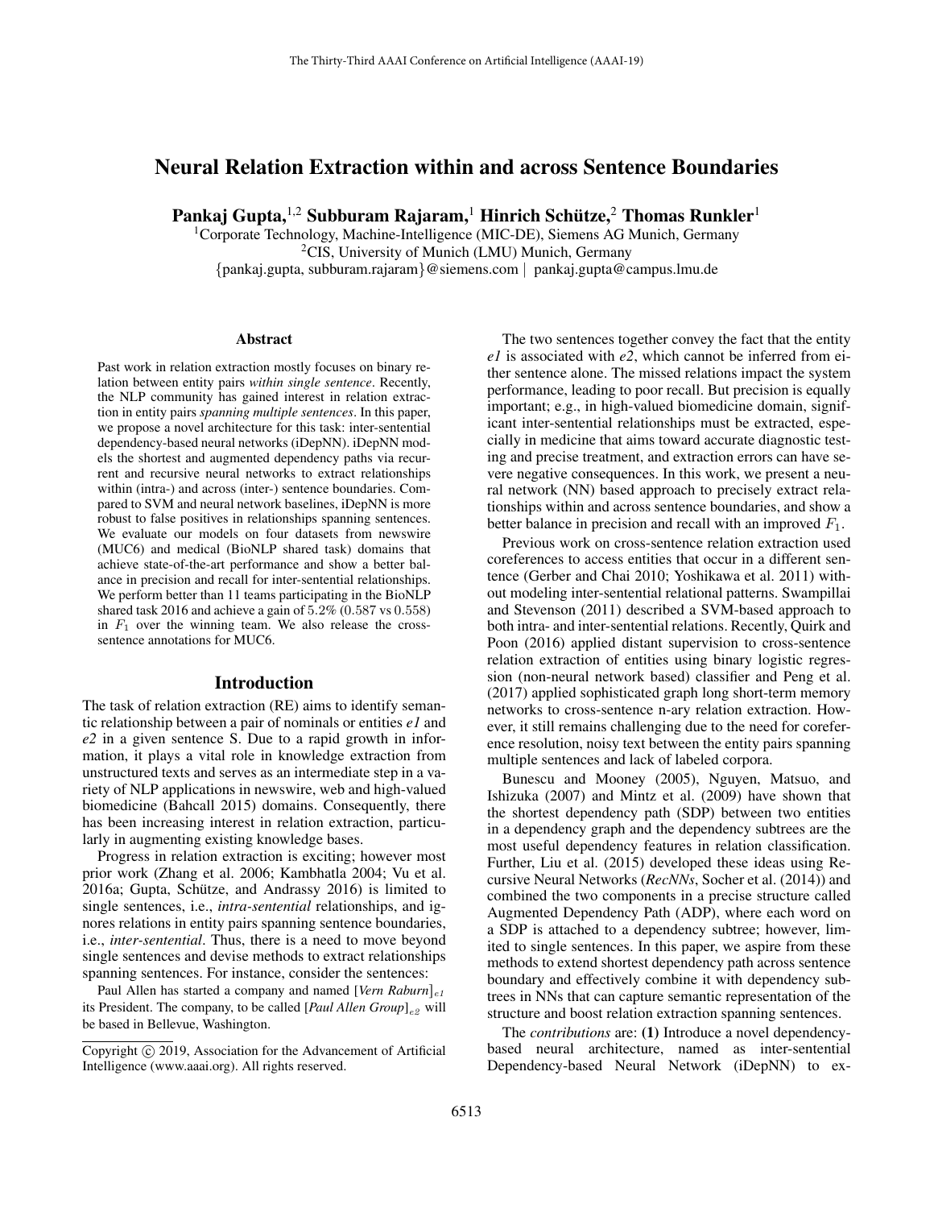# Neural Relation Extraction within and across Sentence Boundaries

**Pankaj Gupta,[1,2] Subburam Rajaram,[1] Hinrich Schütze,[2] Thomas Runkler[1]**

[1]Corporate Technology, Machine-Intelligence (MIC-DE), Siemens AG Munich, Germany
[2]CIS, University of Munich (LMU) Munich, Germany
{pankaj.gupta, subburam.rajaram}@siemens.com | pankaj.gupta@campus.lmu.de

## Abstract

Past work in relation extraction mostly focuses on binary relation between entity pairs *within single sentence*. Recently, the NLP community has gained interest in relation extraction in entity pairs *spanning multiple sentences*. In this paper, we propose a novel architecture for this task: inter-sentential dependency-based neural networks (iDepNN). iDepNN models the shortest and augmented dependency paths via recurrent and recursive neural networks to extract relationships within (intra-) and across (inter-) sentence boundaries. Compared to SVM and neural network baselines, iDepNN is more robust to false positives in relationships spanning sentences. We evaluate our models on four datasets from newswire (MUC6) and medical (BioNLP shared task) domains that achieve state-of-the-art performance and show a better balance in precision and recall for inter-sentential relationships. We perform better than 11 teams participating in the BioNLP shared task 2016 and achieve a gain of 5.2% (0.587 vs 0.558) in $F_1$ over the winning team. We also release the cross-sentence annotations for MUC6.

## Introduction

The task of relation extraction (RE) aims to identify semantic relationship between a pair of nominals or entities *e1* and *e2* in a given sentence S. Due to a rapid growth in information, it plays a vital role in knowledge extraction from unstructured texts and serves as an intermediate step in a variety of NLP applications in newswire, web and high-valued biomedicine (Bahcall 2015) domains. Consequently, there has been increasing interest in relation extraction, particularly in augmenting existing knowledge bases.

Progress in relation extraction is exciting; however most prior work (Zhang et al. 2006; Kambhatla 2004; Vu et al. 2016a; Gupta, Schütze, and Andrassy 2016) is limited to single sentences, i.e., *intra-sentential* relationships, and ignores relations in entity pairs spanning sentence boundaries, i.e., *inter-sentential*. Thus, there is a need to move beyond single sentences and devise methods to extract relationships spanning sentences. For instance, consider the sentences:

Paul Allen has started a company and named [*Vern Raburn*]$_{e1}$ its President. The company, to be called [*Paul Allen Group*]$_{e2}$ will be based in Bellevue, Washington.

The two sentences together convey the fact that the entity *e1* is associated with *e2*, which cannot be inferred from either sentence alone. The missed relations impact the system performance, leading to poor recall. But precision is equally important; e.g., in high-valued biomedicine domain, significant inter-sentential relationships must be extracted, especially in medicine that aims toward accurate diagnostic testing and precise treatment, and extraction errors can have severe negative consequences. In this work, we present a neural network (NN) based approach to precisely extract relationships within and across sentence boundaries, and show a better balance in precision and recall with an improved $F_1$.

Previous work on cross-sentence relation extraction used coreferences to access entities that occur in a different sentence (Gerber and Chai 2010; Yoshikawa et al. 2011) without modeling inter-sentential relational patterns. Swampillai and Stevenson (2011) described a SVM-based approach to both intra- and inter-sentential relations. Recently, Quirk and Poon (2016) applied distant supervision to cross-sentence relation extraction of entities using binary logistic regression (non-neural network based) classifier and Peng et al. (2017) applied sophisticated graph long short-term memory networks to cross-sentence n-ary relation extraction. However, it still remains challenging due to the need for coreference resolution, noisy text between the entity pairs spanning multiple sentences and lack of labeled corpora.

Bunescu and Mooney (2005), Nguyen, Matsuo, and Ishizuka (2007) and Mintz et al. (2009) have shown that the shortest dependency path (SDP) between two entities in a dependency graph and the dependency subtrees are the most useful dependency features in relation classification. Further, Liu et al. (2015) developed these ideas using Recursive Neural Networks (*RecNNs*, Socher et al. (2014)) and combined the two components in a precise structure called Augmented Dependency Path (ADP), where each word on a SDP is attached to a dependency subtree; however, limited to single sentences. In this paper, we aspire from these methods to extend shortest dependency path across sentence boundary and effectively combine it with dependency subtrees in NNs that can capture semantic representation of the structure and boost relation extraction spanning sentences.

The *contributions* are: **(1)** Introduce a novel dependency-based neural architecture, named as inter-sentential Dependency-based Neural Network (iDepNN) to ex-

Copyright © 2019, Association for the Advancement of Artificial Intelligence (www.aaai.org). All rights reserved.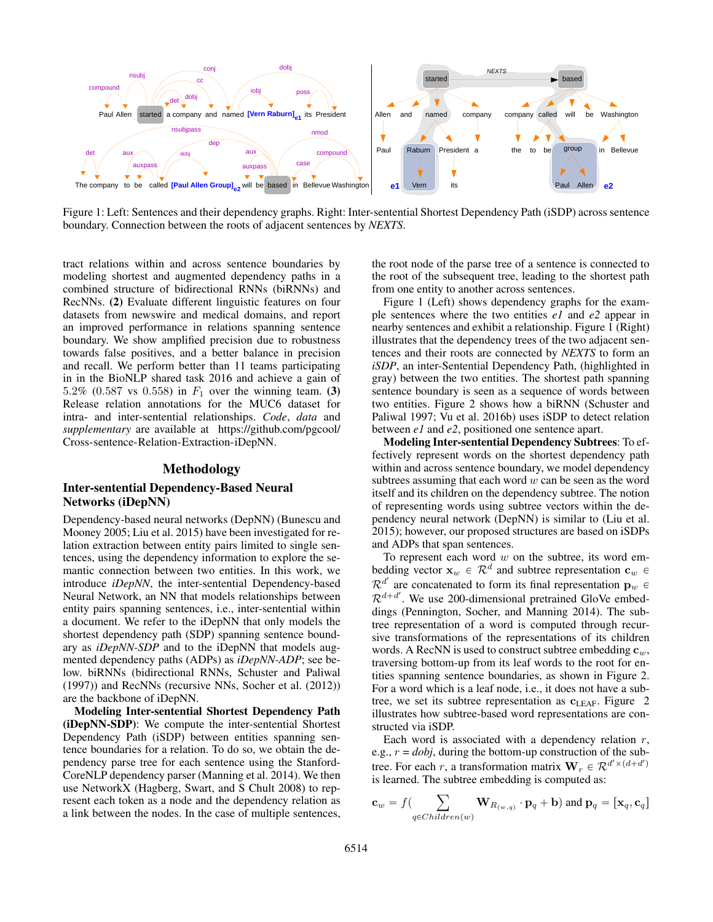Figure 1: Left: Sentences and their dependency graphs. Right: Inter-sentential Shortest Dependency Path (iSDP) across sentence boundary. Connection between the roots of adjacent sentences by *NEXTS*.

tract relations within and across sentence boundaries by modeling shortest and augmented dependency paths in a combined structure of bidirectional RNNs (biRNNs) and RecNNs. **(2)** Evaluate different linguistic features on four datasets from newswire and medical domains, and report an improved performance in relations spanning sentence boundary. We show amplified precision due to robustness towards false positives, and a better balance in precision and recall. We perform better than 11 teams participating in in the BioNLP shared task 2016 and achieve a gain of 5.2% (0.587 vs 0.558) in $F_1$ over the winning team. **(3)** Release relation annotations for the MUC6 dataset for intra- and inter-sentential relationships. *Code*, *data* and *supplementary* are available at https://github.com/pgcool/Cross-sentence-Relation-Extraction-iDepNN.

## Methodology

### Inter-sentential Dependency-Based Neural Networks (iDepNN)

Dependency-based neural networks (DepNN) (Bunescu and Mooney 2005; Liu et al. 2015) have been investigated for relation extraction between entity pairs limited to single sentences, using the dependency information to explore the semantic connection between two entities. In this work, we introduce *iDepNN*, the inter-sentential Dependency-based Neural Network, an NN that models relationships between entity pairs spanning sentences, i.e., inter-sentential within a document. We refer to the iDepNN that only models the shortest dependency path (SDP) spanning sentence boundary as *iDepNN-SDP* and to the iDepNN that models augmented dependency paths (ADPs) as *iDepNN-ADP*; see below. biRNNs (bidirectional RNNs, Schuster and Paliwal (1997)) and RecNNs (recursive NNs, Socher et al. (2012)) are the backbone of iDepNN.

**Modeling Inter-sentential Shortest Dependency Path (iDepNN-SDP)**: We compute the inter-sentential Shortest Dependency Path (iSDP) between entities spanning sentence boundaries for a relation. To do so, we obtain the dependency parse tree for each sentence using the StanfordCoreNLP dependency parser (Manning et al. 2014). We then use NetworkX (Hagberg, Swart, and S Chult 2008) to represent each token as a node and the dependency relation as a link between the nodes. In the case of multiple sentences, the root node of the parse tree of a sentence is connected to the root of the subsequent tree, leading to the shortest path from one entity to another across sentences.

Figure 1 (Left) shows dependency graphs for the example sentences where the two entities *e1* and *e2* appear in nearby sentences and exhibit a relationship. Figure 1 (Right) illustrates that the dependency trees of the two adjacent sentences and their roots are connected by *NEXTS* to form an *iSDP*, an inter-Sentential Dependency Path, (highlighted in gray) between the two entities. The shortest path spanning sentence boundary is seen as a sequence of words between two entities. Figure 2 shows how a biRNN (Schuster and Paliwal 1997; Vu et al. 2016b) uses iSDP to detect relation between *e1* and *e2*, positioned one sentence apart.

**Modeling Inter-sentential Dependency Subtrees**: To effectively represent words on the shortest dependency path within and across sentence boundary, we model dependency subtrees assuming that each word $w$ can be seen as the word itself and its children on the dependency subtree. The notion of representing words using subtree vectors within the dependency neural network (DepNN) is similar to (Liu et al. 2015); however, our proposed structures are based on iSDPs and ADPs that span sentences.

To represent each word $w$ on the subtree, its word embedding vector $\mathbf{x}_w \in \mathcal{R}^d$ and subtree representation $\mathbf{c}_w \in \mathcal{R}^{d'}$ are concatenated to form its final representation $\mathbf{p}_w \in \mathcal{R}^{d+d'}$. We use 200-dimensional pretrained GloVe embeddings (Pennington, Socher, and Manning 2014). The subtree representation of a word is computed through recursive transformations of the representations of its children words. A RecNN is used to construct subtree embedding $\mathbf{c}_w$, traversing bottom-up from its leaf words to the root for entities spanning sentence boundaries, as shown in Figure 2. For a word which is a leaf node, i.e., it does not have a subtree, we set its subtree representation as $\mathbf{c}_{\text{LEAF}}$. Figure 2 illustrates how subtree-based word representations are constructed via iSDP.

Each word is associated with a dependency relation $r$, e.g., $r$ = *dobj*, during the bottom-up construction of the subtree. For each $r$, a transformation matrix $\mathbf{W}_r \in \mathcal{R}^{d' \times (d+d')}$ is learned. The subtree embedding is computed as:

$$\mathbf{c}_w = f\left(\sum_{q \in Children(w)} \mathbf{W}_{R_{(w,q)}} \cdot \mathbf{p}_q + \mathbf{b}\right) \text{ and } \mathbf{p}_q = [\mathbf{x}_q, \mathbf{c}_q]$$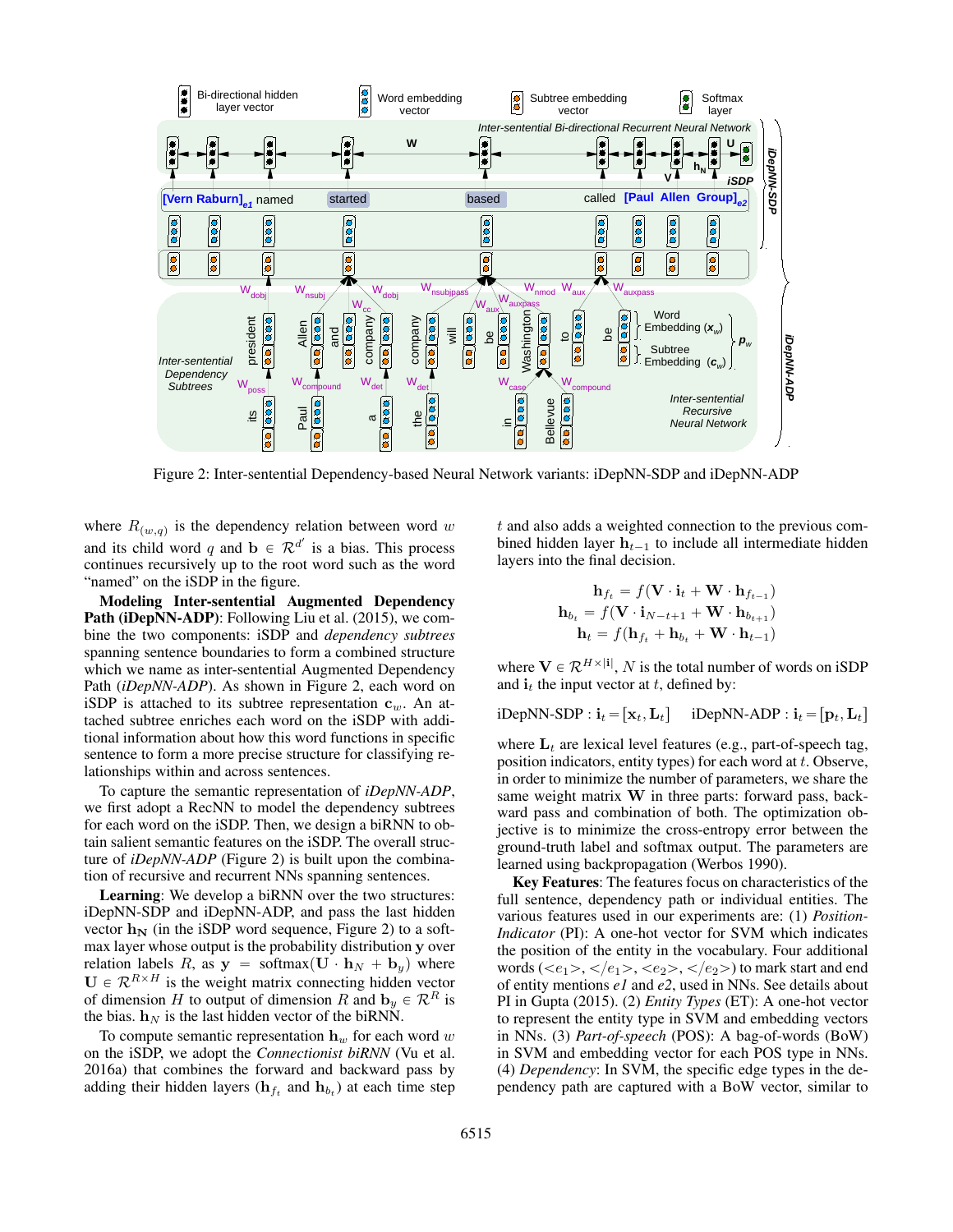Figure 2: Inter-sentential Dependency-based Neural Network variants: iDepNN-SDP and iDepNN-ADP

where $R_{(w,q)}$ is the dependency relation between word $w$ and its child word $q$ and $\mathbf{b} \in \mathcal{R}^{d'}$ is a bias. This process continues recursively up to the root word such as the word "named" on the iSDP in the figure.

**Modeling Inter-sentential Augmented Dependency Path (iDepNN-ADP)**: Following Liu et al. (2015), we combine the two components: iSDP and *dependency subtrees* spanning sentence boundaries to form a combined structure which we name as Inter-sentential Augmented Dependency Path (*iDepNN-ADP*). As shown in Figure 2, each word on iSDP is attached to its subtree representation $\mathbf{c}_w$. An attached subtree enriches each word on the iSDP with additional information about how this word functions in specific sentence to form a more precise structure for classifying relationships within and across sentences.

To capture the semantic representation of *iDepNN-ADP*, we first adopt a RecNN to model the dependency subtrees for each word on the iSDP. Then, we design a biRNN to obtain salient semantic features on the iSDP. The overall structure of *iDepNN-ADP* (Figure 2) is built upon the combination of recursive and recurrent NNs spanning sentences.

**Learning**: We develop a biRNN over the two structures: iDepNN-SDP and iDepNN-ADP, and pass the last hidden vector $\mathbf{h_N}$ (in the iSDP word sequence, Figure 2) to a softmax layer whose output is the probability distribution $\mathbf{y}$ over relation labels $R$, as $\mathbf{y} = \text{softmax}(\mathbf{U} \cdot \mathbf{h}_N + \mathbf{b}_y)$ where $\mathbf{U} \in \mathcal{R}^{R \times H}$ is the weight matrix connecting hidden vector of dimension $H$ to output of dimension $R$ and $\mathbf{b}_y \in \mathcal{R}^R$ is the bias. $\mathbf{h}_N$ is the last hidden vector of the biRNN.

To compute semantic representation $\mathbf{h}_w$ for each word $w$ on the iSDP, we adopt the *Connectionist biRNN* (Vu et al. 2016a) that combines the forward and backward pass by adding their hidden layers ($\mathbf{h}_{f_t}$ and $\mathbf{h}_{b_t}$) at each time step $t$ and also adds a weighted connection to the previous combined hidden layer $\mathbf{h}_{t-1}$ to include all intermediate hidden layers into the final decision.

$$\mathbf{h}_{f_t} = f(\mathbf{V} \cdot \mathbf{i}_t + \mathbf{W} \cdot \mathbf{h}_{f_{t-1}})$$
$$\mathbf{h}_{b_t} = f(\mathbf{V} \cdot \mathbf{i}_{N-t+1} + \mathbf{W} \cdot \mathbf{h}_{b_{t+1}})$$
$$\mathbf{h}_t = f(\mathbf{h}_{f_t} + \mathbf{h}_{b_t} + \mathbf{W} \cdot \mathbf{h}_{t-1})$$

where $\mathbf{V} \in \mathcal{R}^{H \times |\mathbf{i}|}$, $N$ is the total number of words on iSDP and $\mathbf{i}_t$ the input vector at $t$, defined by:

$$\text{iDepNN-SDP} : \mathbf{i}_t = [\mathbf{x}_t, \mathbf{L}_t] \quad \text{iDepNN-ADP} : \mathbf{i}_t = [\mathbf{p}_t, \mathbf{L}_t]$$

where $\mathbf{L}_t$ are lexical level features (e.g., part-of-speech tag, position indicators, entity types) for each word at $t$. Observe, in order to minimize the number of parameters, we share the same weight matrix $\mathbf{W}$ in three parts: forward pass, backward pass and combination of both. The optimization objective is to minimize the cross-entropy error between the ground-truth label and softmax output. The parameters are learned using backpropagation (Werbos 1990).

**Key Features**: The features focus on characteristics of the full sentence, dependency path or individual entities. The various features used in our experiments are: (1) *Position-Indicator* (PI): A one-hot vector for SVM which indicates the position of the entity in the vocabulary. Four additional words ($<e_1>$, $</e_1>$, $<e_2>$, $</e_2>$) to mark start and end of entity mentions *e1* and *e2*, used in NNs. See details about PI in Gupta (2015). (2) *Entity Types* (ET): A one-hot vector to represent the entity type in SVM and embedding vectors in NNs. (3) *Part-of-speech* (POS): A bag-of-words (BoW) in SVM and embedding vector for each POS type in NNs. (4) *Dependency*: In SVM, the specific edge types in the dependency path are captured with a BoW vector, similar to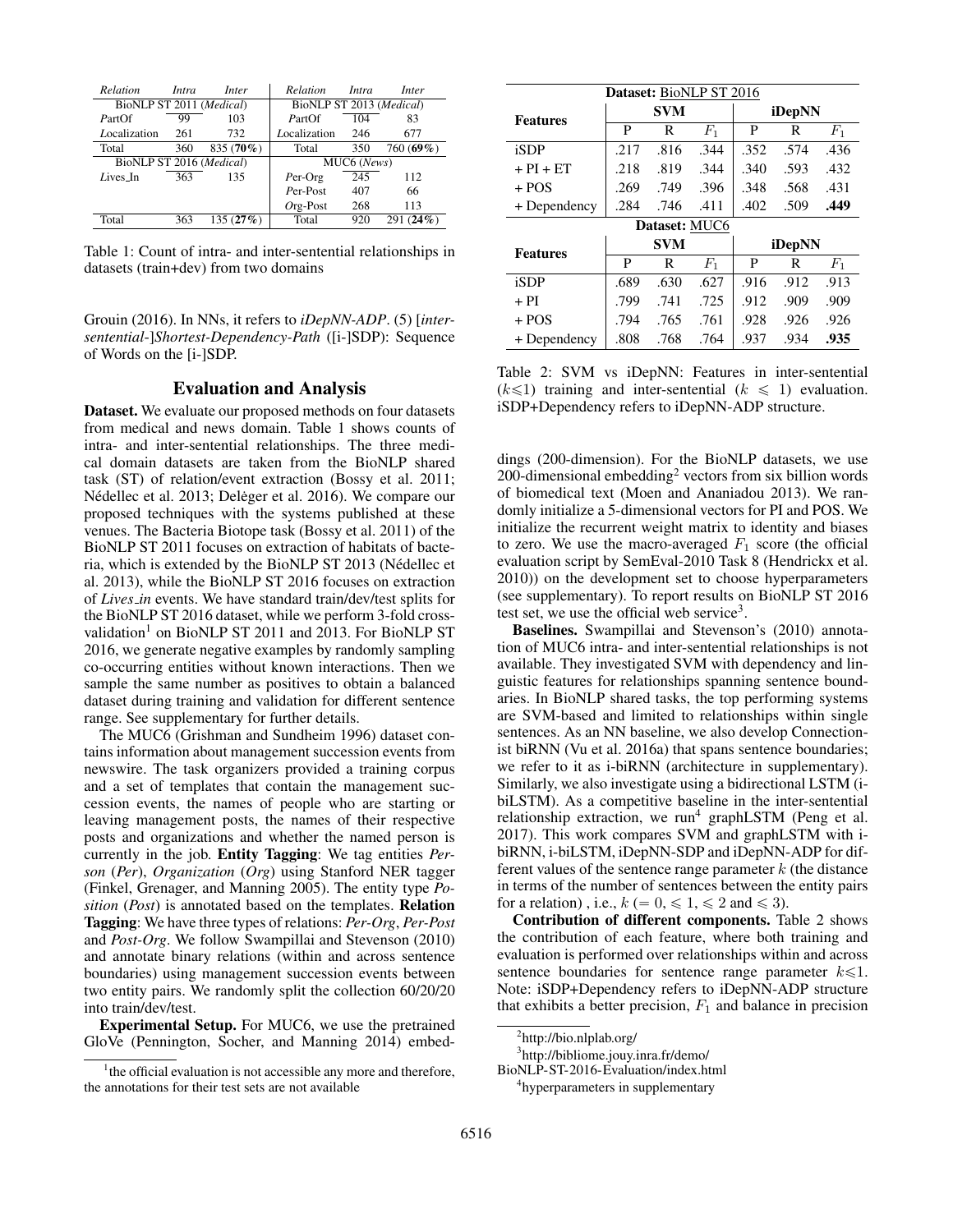| *Relation* | *Intra* | *Inter* | *Relation* | *Intra* | *Inter* |
|---|---|---|---|---|---|
| BioNLP ST 2011 (*Medical*) | | | BioNLP ST 2013 (*Medical*) | | |
| *P*artOf | 99 | 103 | *P*artOf | 104 | 83 |
| *L*ocalization | 261 | 732 | *L*ocalization | 246 | 677 |
| Total | 360 | 835 (**70%**) | Total | 350 | 760 (**69%**) |
| BioNLP ST 2016 (*Medical*) | | | MUC6 (*News*) | | |
| *L*ives_In | 363 | 135 | *P*er-Org | 245 | 112 |
| | | | *P*er-Post | 407 | 66 |
| | | | *O*rg-Post | 268 | 113 |
| Total | 363 | 135 (**27%**) | Total | 920 | 291 (**24%**) |

Table 1: Count of intra- and inter-sentential relationships in datasets (train+dev) from two domains

Grouin (2016). In NNs, it refers to *iDepNN-ADP*. (5) [*inter-sentential-*]*Shortest-Dependency-Path* ([i-]SDP): Sequence of Words on the [i-]SDP.

## Evaluation and Analysis

**Dataset.** We evaluate our proposed methods on four datasets from medical and news domain. Table 1 shows counts of intra- and inter-sentential relationships. The three medical domain datasets are taken from the BioNLP shared task (ST) of relation/event extraction (Bossy et al. 2011; Nédellec et al. 2013; Delèger et al. 2016). We compare our proposed techniques with the systems published at these venues. The Bacteria Biotope task (Bossy et al. 2011) of the BioNLP ST 2011 focuses on extraction of habitats of bacteria, which is extended by the BioNLP ST 2013 (Nédellec et al. 2013), while the BioNLP ST 2016 focuses on extraction of *Lives_in* events. We have standard train/dev/test splits for the BioNLP ST 2016 dataset, while we perform 3-fold cross-validation[1] on BioNLP ST 2011 and 2013. For BioNLP ST 2016, we generate negative examples by randomly sampling co-occurring entities without known interactions. Then we sample the same number as positives to obtain a balanced dataset during training and validation for different sentence range. See supplementary for further details.

The MUC6 (Grishman and Sundheim 1996) dataset contains information about management succession events from newswire. The task organizers provided a training corpus and a set of templates that contain the management succession events, the names of people who are starting or leaving management posts, the names of their respective posts and organizations and whether the named person is currently in the job. **Entity Tagging**: We tag entities *Person* (*Per*), *Organization* (*Org*) using Stanford NER tagger (Finkel, Grenager, and Manning 2005). The entity type *Position* (*Post*) is annotated based on the templates. **Relation Tagging**: We have three types of relations: *Per-Org*, *Per-Post* and *Post-Org*. We follow Swampillai and Stevenson (2010) and annotate binary relations (within and across sentence boundaries) using management succession events between two entity pairs. We randomly split the collection 60/20/20 into train/dev/test.

**Experimental Setup.** For MUC6, we use the pretrained GloVe (Pennington, Socher, and Manning 2014) embeddings (200-dimension). For the BioNLP datasets, we use 200-dimensional embedding[2] vectors from six billion words of biomedical text (Moen and Ananiadou 2013). We randomly initialize a 5-dimensional vectors for PI and POS. We initialize the recurrent weight matrix to identity and biases to zero. We use the macro-averaged $F_1$ score (the official evaluation script by SemEval-2010 Task 8 (Hendrickx et al. 2010)) on the development set to choose hyperparameters (see supplementary). To report results on BioNLP ST 2016 test set, we use the official web service[3].

[1] the official evaluation is not accessible any more and therefore, the annotations for their test sets are not available

| Features | SVM | | | iDepNN | | |
|---|---|---|---|---|---|---|
| **Dataset: BioNLP ST 2016** | P | R | $F_1$ | P | R | $F_1$ |
| iSDP | .217 | .816 | .344 | .352 | .574 | .436 |
| + PI + ET | .218 | .819 | .344 | .340 | .593 | .432 |
| + POS | .269 | .749 | .396 | .348 | .568 | .431 |
| + Dependency | .284 | .746 | .411 | .402 | .509 | **.449** |
| **Dataset: MUC6** | P | R | $F_1$ | P | R | $F_1$ |
| iSDP | .689 | .630 | .627 | .916 | .912 | .913 |
| + PI | .799 | .741 | .725 | .912 | .909 | .909 |
| + POS | .794 | .765 | .761 | .928 | .926 | .926 |
| + Dependency | .808 | .768 | .764 | .937 | .934 | **.935** |

Table 2: SVM vs iDepNN: Features in inter-sentential ($k \leqslant 1$) training and inter-sentential ($k \leqslant 1$) evaluation. iSDP+Dependency refers to iDepNN-ADP structure.

**Baselines.** Swampillai and Stevenson's (2010) annotation of MUC6 intra- and inter-sentential relationships is not available. They investigated SVM with dependency and linguistic features for relationships spanning sentence boundaries. In BioNLP shared tasks, the top performing systems are SVM-based and limited to relationships within single sentences. As an NN baseline, we also develop Connectionist biRNN (Vu et al. 2016a) that spans sentence boundaries; we refer to it as i-biRNN (architecture in supplementary). Similarly, we also investigate using a bidirectional LSTM (i-biLSTM). As a competitive baseline in the inter-sentential relationship extraction, we run[4] graphLSTM (Peng et al. 2017). This work compares SVM and graphLSTM with i-biRNN, i-biLSTM, iDepNN-SDP and iDepNN-ADP for different values of the sentence range parameter $k$ (the distance in terms of the number of sentences between the entity pairs for a relation) , i.e., $k$ ($= 0, \leqslant 1, \leqslant 2$ and $\leqslant 3$).

**Contribution of different components.** Table 2 shows the contribution of each feature, where both training and evaluation is performed over relationships within and across sentence boundaries for sentence range parameter $k \leqslant 1$. Note: iSDP+Dependency refers to iDepNN-ADP structure that exhibits a better precision, $F_1$ and balance in precision

[2] http://bio.nlplab.org/

[3] http://bibliome.jouy.inra.fr/demo/BioNLP-ST-2016-Evaluation/index.html

[4] hyperparameters in supplementary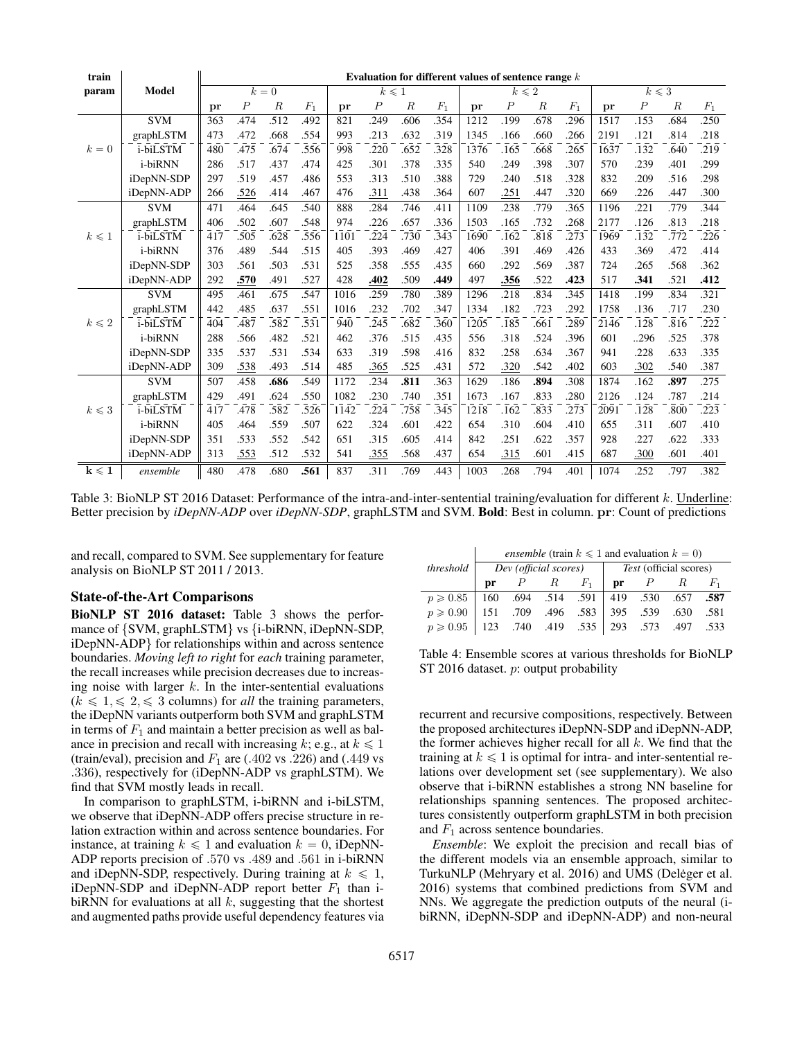| train param | Model | $k = 0$ | | | | $k \leqslant 1$ | | | | $k \leqslant 2$ | | | | $k \leqslant 3$ | | | |
|---|---|---|---|---|---|---|---|---|---|---|---|---|---|---|---|---|---|
| | | **pr** | $P$ | $R$ | $F_1$ | **pr** | $P$ | $R$ | $F_1$ | **pr** | $P$ | $R$ | $F_1$ | **pr** | $P$ | $R$ | $F_1$ |
| $k = 0$ | SVM | 363 | .474 | .512 | .492 | 821 | .249 | .606 | .354 | 1212 | .199 | .678 | .296 | 1517 | .153 | .684 | .250 |
| | graphLSTM | 473 | .472 | .668 | .554 | 993 | .213 | .632 | .319 | 1345 | .166 | .660 | .266 | 2191 | .121 | .814 | .218 |
| | i-biLSTM | 480 | .475 | .674 | .556 | 998 | .220 | .652 | .328 | 1376 | .165 | .668 | .265 | 1637 | .132 | .640 | .219 |
| | i-biRNN | 286 | .517 | .437 | .474 | 425 | .301 | .378 | .335 | 540 | .249 | .398 | .307 | 570 | .239 | .401 | .299 |
| | iDepNN-SDP | 297 | .519 | .457 | .486 | 553 | .313 | .510 | .388 | 729 | .240 | .518 | .328 | 832 | .209 | .516 | .298 |
| | iDepNN-ADP | 266 | <u>.526</u> | .414 | .467 | 476 | <u>.311</u> | .438 | .364 | 607 | <u>.251</u> | .447 | .320 | 669 | .226 | .447 | .300 |
| $k \leqslant 1$ | SVM | 471 | .464 | .645 | .540 | 888 | .284 | .746 | .411 | 1109 | .238 | .779 | .365 | 1196 | .221 | .779 | .344 |
| | graphLSTM | 406 | .502 | .607 | .548 | 974 | .226 | .657 | .336 | 1503 | .165 | .732 | .268 | 2177 | .126 | .813 | .218 |
| | i-biLSTM | 417 | .505 | .628 | .556 | 1101 | .224 | .730 | .343 | 1690 | .162 | .818 | .273 | 1969 | .132 | .772 | .226 |
| | i-biRNN | 376 | .489 | .544 | .515 | 405 | .393 | .469 | .427 | 406 | .391 | .469 | .426 | 433 | .369 | .472 | .414 |
| | iDepNN-SDP | 303 | .561 | .503 | .531 | 525 | .358 | .555 | .435 | 660 | .292 | .569 | .387 | 724 | .265 | .568 | .362 |
| | iDepNN-ADP | 292 | <u>**.570**</u> | .491 | .527 | 428 | <u>**.402**</u> | .509 | **.449** | 497 | <u>**.356**</u> | .522 | **.423** | 517 | **.341** | .521 | **.412** |
| $k \leqslant 2$ | SVM | 495 | .461 | .675 | .547 | 1016 | .259 | .780 | .389 | 1296 | .218 | .834 | .345 | 1418 | .199 | .834 | .321 |
| | graphLSTM | 442 | .485 | .637 | .551 | 1016 | .232 | .702 | .347 | 1334 | .182 | .723 | .292 | 1758 | .136 | .717 | .230 |
| | i-biLSTM | 404 | .487 | .582 | .531 | 940 | .245 | .682 | .360 | 1205 | .185 | .661 | .289 | 2146 | .128 | .816 | .222 |
| | i-biRNN | 288 | .566 | .482 | .521 | 462 | .376 | .515 | .435 | 556 | .318 | .524 | .396 | 601 | ..296 | .525 | .378 |
| | iDepNN-SDP | 335 | .537 | .531 | .534 | 633 | .319 | .598 | .416 | 832 | .258 | .634 | .367 | 941 | .228 | .633 | .335 |
| | iDepNN-ADP | 309 | <u>.538</u> | .493 | .514 | 485 | <u>.365</u> | .525 | .431 | 572 | <u>.320</u> | .542 | .402 | 603 | <u>.302</u> | .540 | .387 |
| $k \leqslant 3$ | SVM | 507 | .458 | **.686** | .549 | 1172 | .234 | **.811** | .363 | 1629 | .186 | **.894** | .308 | 1874 | .162 | **.897** | .275 |
| | graphLSTM | 429 | .491 | .624 | .550 | 1082 | .230 | .740 | .351 | 1673 | .167 | .833 | .280 | 2126 | .124 | .787 | .214 |
| | i-biLSTM | 417 | .478 | .582 | .526 | 1142 | .224 | .758 | .345 | 1218 | .162 | .833 | .273 | 2091 | .128 | .800 | .223 |
| | i-biRNN | 405 | .464 | .559 | .507 | 622 | .324 | .601 | .422 | 654 | .310 | .604 | .410 | 655 | .311 | .607 | .410 |
| | iDepNN-SDP | 351 | .533 | .552 | .542 | 651 | .315 | .605 | .414 | 842 | .251 | .622 | .357 | 928 | .227 | .622 | .333 |
| | iDepNN-ADP | 313 | <u>.553</u> | .512 | .532 | 541 | <u>.355</u> | .568 | .437 | 654 | <u>.315</u> | .601 | .415 | 687 | <u>.300</u> | .601 | .401 |
| $\mathbf{k \leqslant 1}$ | *ensemble* | 480 | .478 | .680 | **.561** | 837 | .311 | .769 | .443 | 1003 | .268 | .794 | .401 | 1074 | .252 | .797 | .382 |

Table 3: BioNLP ST 2016 Dataset: Performance of the intra-and-inter-sentential training/evaluation for different $k$. <u>Underline</u>: Better precision by *iDepNN-ADP* over *iDepNN-SDP*, graphLSTM and SVM. **Bold**: Best in column. **pr**: Count of predictions

and recall, compared to SVM. See supplementary for feature analysis on BioNLP ST 2011 / 2013.

### State-of-the-Art Comparisons

**BioNLP ST 2016 dataset:** Table 3 shows the performance of {SVM, graphLSTM} vs {i-biRNN, iDepNN-SDP, iDepNN-ADP} for relationships within and across sentence boundaries. *Moving left to right* for *each* training parameter, the recall increases while precision decreases due to increasing noise with larger $k$. In the inter-sentential evaluations ($k \leqslant 1, \leqslant 2, \leqslant 3$ columns) for *all* the training parameters, the iDepNN variants outperform both SVM and graphLSTM in terms of $F_1$ and maintain a better precision as well as balance in precision and recall with increasing $k$; e.g., at $k \leqslant 1$ (train/eval), precision and $F_1$ are (.402 vs .226) and (.449 vs .336), respectively for (iDepNN-ADP vs graphLSTM). We find that SVM mostly leads in recall.

In comparison to graphLSTM, i-biRNN and i-biLSTM, we observe that iDepNN-ADP offers precise structure in relation extraction within and across sentence boundaries. For instance, at training $k \leqslant 1$ and evaluation $k = 0$, iDepNN-ADP reports precision of .570 vs .489 and .561 in i-biRNN and iDepNN-SDP, respectively. During training at $k \leqslant 1$, iDepNN-SDP and iDepNN-ADP report better $F_1$ than i-biRNN for evaluations at all $k$, suggesting that the shortest and augmented paths provide useful dependency features via

| *threshold* | *ensemble* (train $k \leqslant 1$ and evaluation $k = 0$) | | | | | | | |
|---|---|---|---|---|---|---|---|---|
| | *Dev (official scores)* | | | | *Test* (official scores) | | | |
| | **pr** | $P$ | $R$ | $F_1$ | **pr** | $P$ | $R$ | $F_1$ |
| $p \geqslant 0.85$ | 160 | .694 | .514 | .591 | 419 | .530 | .657 | **.587** |
| $p \geqslant 0.90$ | 151 | .709 | .496 | .583 | 395 | .539 | .630 | .581 |
| $p \geqslant 0.95$ | 123 | .740 | .419 | .535 | 293 | .573 | .497 | .533 |

Table 4: Ensemble scores at various thresholds for BioNLP ST 2016 dataset. $p$: output probability

recurrent and recursive compositions, respectively. Between the proposed architectures iDepNN-SDP and iDepNN-ADP, the former achieves higher recall for all $k$. We find that the training at $k \leqslant 1$ is optimal for intra- and inter-sentential relations over development set (see supplementary). We also observe that i-biRNN establishes a strong NN baseline for relationships spanning sentences. The proposed architectures consistently outperform graphLSTM in both precision and $F_1$ across sentence boundaries.

*Ensemble*: We exploit the precision and recall bias of the different models via an ensemble approach, similar to TurkuNLP (Mehryary et al. 2016) and UMS (Delèger et al. 2016) systems that combined predictions from SVM and NNs. We aggregate the prediction outputs of the neural (i-biRNN, iDepNN-SDP and iDepNN-ADP) and non-neural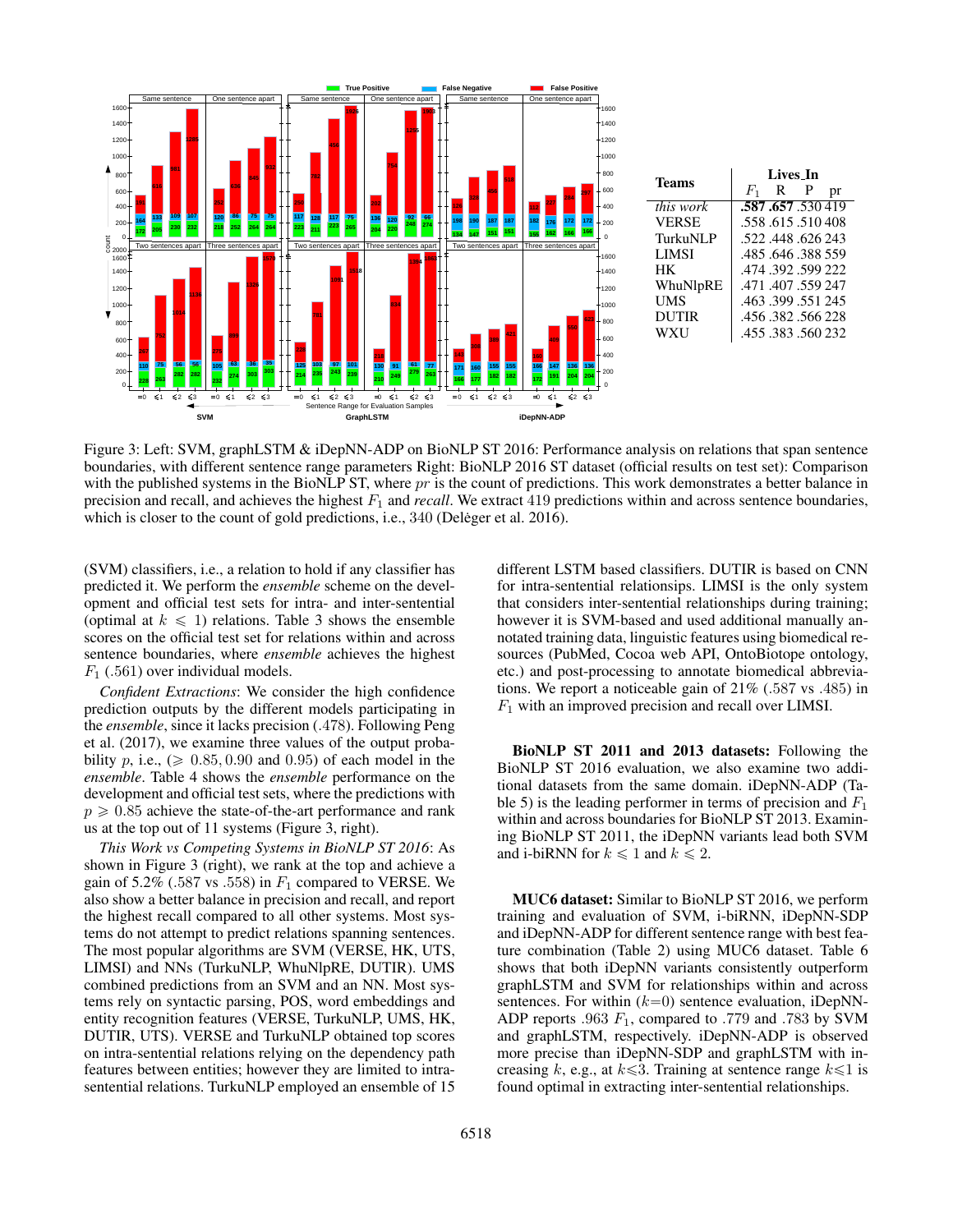| Teams | Lives_In | | | |
|---|---|---|---|---|
| | $F_1$ | R | P | pr |
| *this work* | **.587** | **.657** | .530 | 419 |
| VERSE | .558 | .615 | .510 | 408 |
| TurkuNLP | .522 | .448 | .626 | 243 |
| LIMSI | .485 | .646 | .388 | 559 |
| HK | .474 | .392 | .599 | 222 |
| WhuNlpRE | .471 | .407 | .559 | 247 |
| UMS | .463 | .399 | .551 | 245 |
| DUTIR | .456 | .382 | .566 | 228 |
| WXU | .455 | .383 | .560 | 232 |

Figure 3: Left: SVM, graphLSTM & iDepNN-ADP on BioNLP ST 2016: Performance analysis on relations that span sentence boundaries, with different sentence range parameters Right: BioNLP 2016 ST dataset (official results on test set): Comparison with the published systems in the BioNLP ST, where $pr$ is the count of predictions. This work demonstrates a better balance in precision and recall, and achieves the highest $F_1$ and *recall*. We extract 419 predictions within and across sentence boundaries, which is closer to the count of gold predictions, i.e., 340 (Delėger et al. 2016).

(SVM) classifiers, i.e., a relation to hold if any classifier has predicted it. We perform the *ensemble* scheme on the development and official test sets for intra- and inter-sentential (optimal at $k \leqslant 1$) relations. Table 3 shows the ensemble scores on the official test set for relations within and across sentence boundaries, where *ensemble* achieves the highest $F_1$ (.561) over individual models.

*Confident Extractions*: We consider the high confidence prediction outputs by the different models participating in the *ensemble*, since it lacks precision (.478). Following Peng et al. (2017), we examine three values of the output probability $p$, i.e., ($\geqslant 0.85, 0.90$ and $0.95$) of each model in the *ensemble*. Table 4 shows the *ensemble* performance on the development and official test sets, where the predictions with $p \geqslant 0.85$ achieve the state-of-the-art performance and rank us at the top out of 11 systems (Figure 3, right).

*This Work vs Competing Systems in BioNLP ST 2016*: As shown in Figure 3 (right), we rank at the top and achieve a gain of 5.2% (.587 vs .558) in $F_1$ compared to VERSE. We also show a better balance in precision and recall, and report the highest recall compared to all other systems. Most systems do not attempt to predict relations spanning sentences. The most popular algorithms are SVM (VERSE, HK, UTS, LIMSI) and NNs (TurkuNLP, WhuNlpRE, DUTIR). UMS combined predictions from an SVM and an NN. Most systems rely on syntactic parsing, POS, word embeddings and entity recognition features (VERSE, TurkuNLP, UMS, HK, DUTIR, UTS). VERSE and TurkuNLP obtained top scores on intra-sentential relations relying on the dependency path features between entities; however they are limited to intra-sentential relations. TurkuNLP employed an ensemble of 15 different LSTM based classifiers. DUTIR is based on CNN for intra-sentential relationsips. LIMSI is the only system that considers inter-sentential relationships during training; however it is SVM-based and used additional manually annotated training data, linguistic features using biomedical resources (PubMed, Cocoa web API, OntoBiotope ontology, etc.) and post-processing to annotate biomedical abbreviations. We report a noticeable gain of 21% (.587 vs .485) in $F_1$ with an improved precision and recall over LIMSI.

**BioNLP ST 2011 and 2013 datasets:** Following the BioNLP ST 2016 evaluation, we also examine two additional datasets from the same domain. iDepNN-ADP (Table 5) is the leading performer in terms of precision and $F_1$ within and across boundaries for BioNLP ST 2013. Examining BioNLP ST 2011, the iDepNN variants lead both SVM and i-biRNN for $k \leqslant 1$ and $k \leqslant 2$.

**MUC6 dataset:** Similar to BioNLP ST 2016, we perform training and evaluation of SVM, i-biRNN, iDepNN-SDP and iDepNN-ADP for different sentence range with best feature combination (Table 2) using MUC6 dataset. Table 6 shows that both iDepNN variants consistently outperform graphLSTM and SVM for relationships within and across sentences. For within ($k$=0) sentence evaluation, iDepNN-ADP reports .963 $F_1$, compared to .779 and .783 by SVM and graphLSTM, respectively. iDepNN-ADP is observed more precise than iDepNN-SDP and graphLSTM with increasing $k$, e.g., at $k \leqslant 3$. Training at sentence range $k \leqslant 1$ is found optimal in extracting inter-sentential relationships.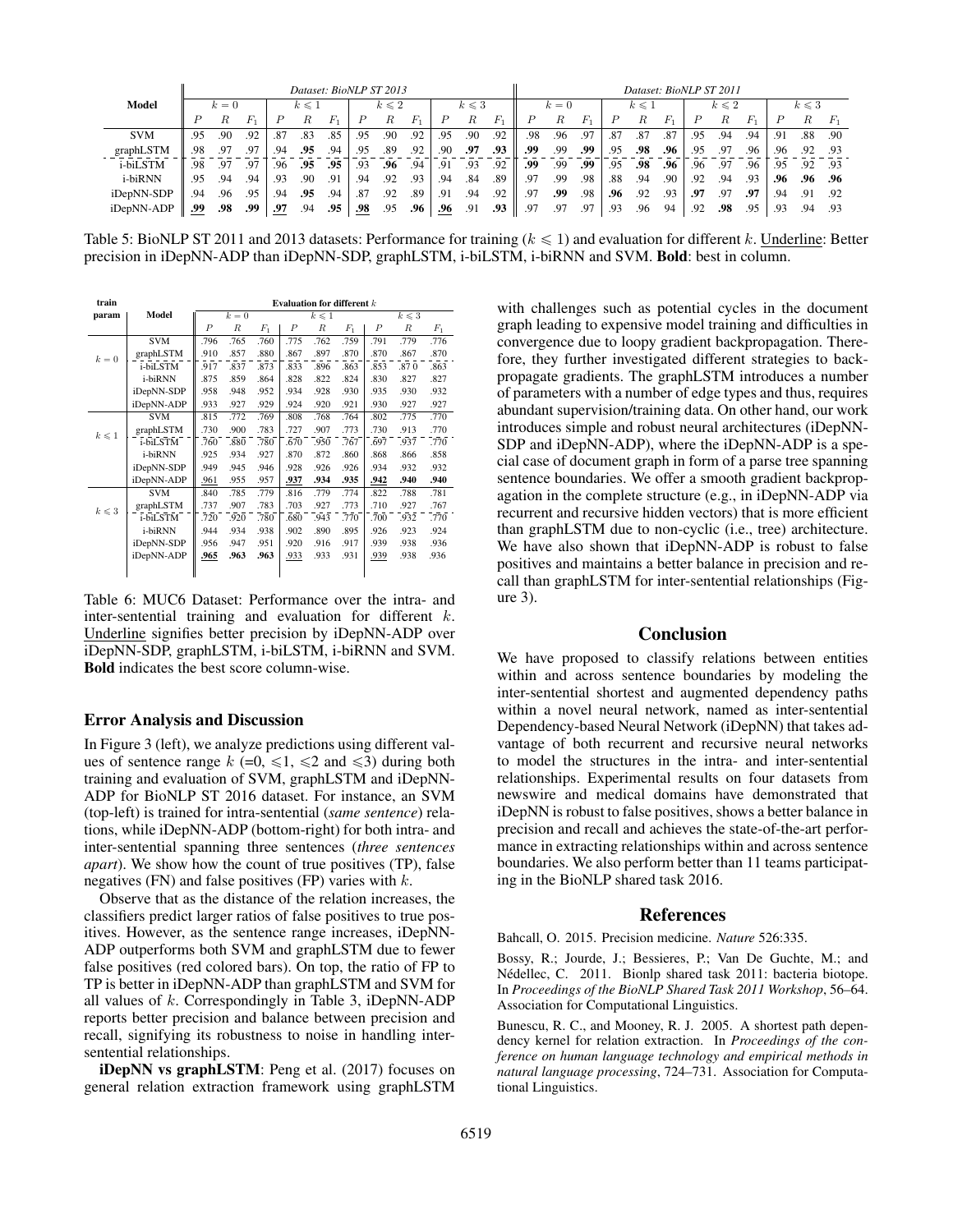| Model | Dataset: BioNLP ST 2013 | | | | | | | | | | | | Dataset: BioNLP ST 2011 | | | | | | | | | | | |
|---|---|---|---|---|---|---|---|---|---|---|---|---|---|---|---|---|---|---|---|---|---|---|---|---|
| | $k=0$ | | | $k \leqslant 1$ | | | $k \leqslant 2$ | | | $k \leqslant 3$ | | | $k=0$ | | | $k \leqslant 1$ | | | $k \leqslant 2$ | | | $k \leqslant 3$ | | |
| | $P$ | $R$ | $F_1$ | $P$ | $R$ | $F_1$ | $P$ | $R$ | $F_1$ | $P$ | $R$ | $F_1$ | $P$ | $R$ | $F_1$ | $P$ | $R$ | $F_1$ | $P$ | $R$ | $F_1$ | $P$ | $R$ | $F_1$ |
| SVM | .95 | .90 | .92 | .87 | .83 | .85 | .95 | .90 | .92 | .95 | .90 | .92 | .98 | .96 | .97 | .87 | .87 | .87 | .95 | .94 | .94 | .91 | .88 | .90 |
| graphLSTM | .98 | .97 | .97 | .94 | **.95** | .94 | .95 | .89 | .92 | .90 | **.97** | **.93** | **.99** | .99 | **.99** | .95 | **.98** | **.96** | .95 | .97 | .96 | .96 | .92 | .93 |
| i-biLSTM | .98 | .97 | .97 | .96 | **.95** | **.95** | .93 | **.96** | .94 | .91 | .93 | .92 | **.99** | .99 | **.99** | .95 | **.98** | **.96** | .96 | .97 | .96 | .95 | .92 | .93 |
| i-biRNN | .95 | .94 | .94 | .93 | .90 | .91 | .94 | .92 | .93 | .94 | .84 | .89 | .97 | .99 | .98 | .88 | .94 | .90 | .92 | .94 | .93 | **.96** | **.96** | **.96** |
| iDepNN-SDP | .94 | .96 | .95 | .94 | **.95** | .94 | .87 | .92 | .89 | .91 | .94 | .92 | .97 | **.99** | .98 | **.96** | .92 | .93 | **.97** | .97 | **.97** | .94 | .91 | .92 |
| iDepNN-ADP | <u>**.99**</u> | **.98** | **.99** | <u>**.97**</u> | .94 | **.95** | <u>**.98**</u> | .95 | **.96** | <u>**.96**</u> | .91 | **.93** | .97 | .97 | .97 | .93 | .96 | .94 | .92 | **.98** | .95 | .93 | .94 | .93 |

Table 5: BioNLP ST 2011 and 2013 datasets: Performance for training ($k \leqslant 1$) and evaluation for different $k$. <u>Underline</u>: Better precision in iDepNN-ADP than iDepNN-SDP, graphLSTM, i-biLSTM, i-biRNN and SVM. **Bold**: best in column.

| train param | Model | Evaluation for different $k$ | | | | | | | | |
|---|---|---|---|---|---|---|---|---|---|---|
| | | $k=0$ | | | $k \leqslant 1$ | | | $k \leqslant 3$ | | |
| | | $P$ | $R$ | $F_1$ | $P$ | $R$ | $F_1$ | $P$ | $R$ | $F_1$ |
| $k=0$ | SVM | .796 | .765 | .760 | .775 | .762 | .759 | .791 | .779 | .776 |
| | graphLSTM | .910 | .857 | .880 | .867 | .897 | .870 | .870 | .867 | .870 |
| | i-biLSTM | .917 | .837 | .873 | .833 | .896 | .863 | .853 | .870 | .863 |
| | i-biRNN | .875 | .859 | .864 | .828 | .822 | .824 | .830 | .827 | .827 |
| | iDepNN-SDP | .958 | .948 | .952 | .934 | .928 | .930 | .935 | .930 | .932 |
| | iDepNN-ADP | .933 | .927 | .929 | .924 | .920 | .921 | .930 | .927 | .927 |
| $k \leqslant 1$ | SVM | .815 | .772 | .769 | .808 | .768 | .764 | .802 | .775 | .770 |
| | graphLSTM | .730 | .900 | .783 | .727 | .907 | .773 | .730 | .913 | .770 |
| | i-biLSTM | .760 | .880 | .780 | .670 | .950 | .767 | .697 | .937 | .770 |
| | i-biRNN | .925 | .934 | .927 | .870 | .872 | .860 | .868 | .866 | .858 |
| | iDepNN-SDP | .949 | .945 | .946 | .928 | .926 | .926 | .934 | .932 | .932 |
| | iDepNN-ADP | <u>.961</u> | .955 | .957 | <u>**.937**</u> | **.934** | **.935** | <u>**.942**</u> | **.940** | **.940** |
| $k \leqslant 3$ | SVM | .840 | .785 | .779 | .816 | .779 | .774 | .822 | .788 | .781 |
| | graphLSTM | .737 | .907 | .783 | .703 | .927 | .773 | .710 | .927 | .767 |
| | i-biLSTM | .720 | .920 | .780 | .680 | .943 | .770 | .700 | .932 | .770 |
| | i-biRNN | .944 | .934 | .938 | .902 | .890 | .895 | .926 | .923 | .924 |
| | iDepNN-SDP | .956 | .947 | .951 | .920 | .916 | .917 | .939 | .938 | .936 |
| | iDepNN-ADP | <u>**.965**</u> | **.963** | **.963** | <u>.933</u> | .933 | .931 | <u>.939</u> | .938 | .936 |

Table 6: MUC6 Dataset: Performance over the intra- and inter-sentential training and evaluation for different $k$. <u>Underline</u> signifies better precision by iDepNN-ADP over iDepNN-SDP, graphLSTM, i-biLSTM, i-biRNN and SVM. **Bold** indicates the best score column-wise.

### Error Analysis and Discussion

In Figure 3 (left), we analyze predictions using different values of sentence range $k$ (=0, $\leqslant$1, $\leqslant$2 and $\leqslant$3) during both training and evaluation of SVM, graphLSTM and iDepNN-ADP for BioNLP ST 2016 dataset. For instance, an SVM (top-left) is trained for intra-sentential (*same sentence*) relations, while iDepNN-ADP (bottom-right) for both intra- and inter-sentential spanning three sentences (*three sentences apart*). We show how the count of true positives (TP), false negatives (FN) and false positives (FP) varies with $k$.

Observe that as the distance of the relation increases, the classifiers predict larger ratios of false positives to true positives. However, as the sentence range increases, iDepNN-ADP outperforms both SVM and graphLSTM due to fewer false positives (red colored bars). On top, the ratio of FP to TP is better in iDepNN-ADP than graphLSTM and SVM for all values of $k$. Correspondingly in Table 3, iDepNN-ADP reports better precision and balance between precision and recall, signifying its robustness to noise in handling inter-sentential relationships.

**iDepNN vs graphLSTM**: Peng et al. (2017) focuses on general relation extraction framework using graphLSTM with challenges such as potential cycles in the document graph leading to expensive model training and difficulties in convergence due to loopy gradient backpropagation. Therefore, they further investigated different strategies to backpropagate gradients. The graphLSTM introduces a number of parameters with a number of edge types and thus, requires abundant supervision/training data. On other hand, our work introduces simple and robust neural architectures (iDepNN-SDP and iDepNN-ADP), where the iDepNN-ADP is a special case of document graph in form of a parse tree spanning sentence boundaries. We offer a smooth gradient backpropagation in the complete structure (e.g., in iDepNN-ADP via recurrent and recursive hidden vectors) that is more efficient than graphLSTM due to non-cyclic (i.e., tree) architecture. We have also shown that iDepNN-ADP is robust to false positives and maintains a better balance in precision and recall than graphLSTM for inter-sentential relationships (Figure 3).

## Conclusion

We have proposed to classify relations between entities within and across sentence boundaries by modeling the inter-sentential shortest and augmented dependency paths within a novel neural network, named as inter-sentential Dependency-based Neural Network (iDepNN) that takes advantage of both recurrent and recursive neural networks to model the structures in the intra- and inter-sentential relationships. Experimental results on four datasets from newswire and medical domains have demonstrated that iDepNN is robust to false positives, shows a better balance in precision and recall and achieves the state-of-the-art performance in extracting relationships within and across sentence boundaries. We also perform better than 11 teams participating in the BioNLP shared task 2016.

## References

Bahcall, O. 2015. Precision medicine. *Nature* 526:335.

Bossy, R.; Jourde, J.; Bessieres, P.; Van De Guchte, M.; and Nédellec, C. 2011. Bionlp shared task 2011: bacteria biotope. In *Proceedings of the BioNLP Shared Task 2011 Workshop*, 56–64. Association for Computational Linguistics.

Bunescu, R. C., and Mooney, R. J. 2005. A shortest path dependency kernel for relation extraction. In *Proceedings of the conference on human language technology and empirical methods in natural language processing*, 724–731. Association for Computational Linguistics.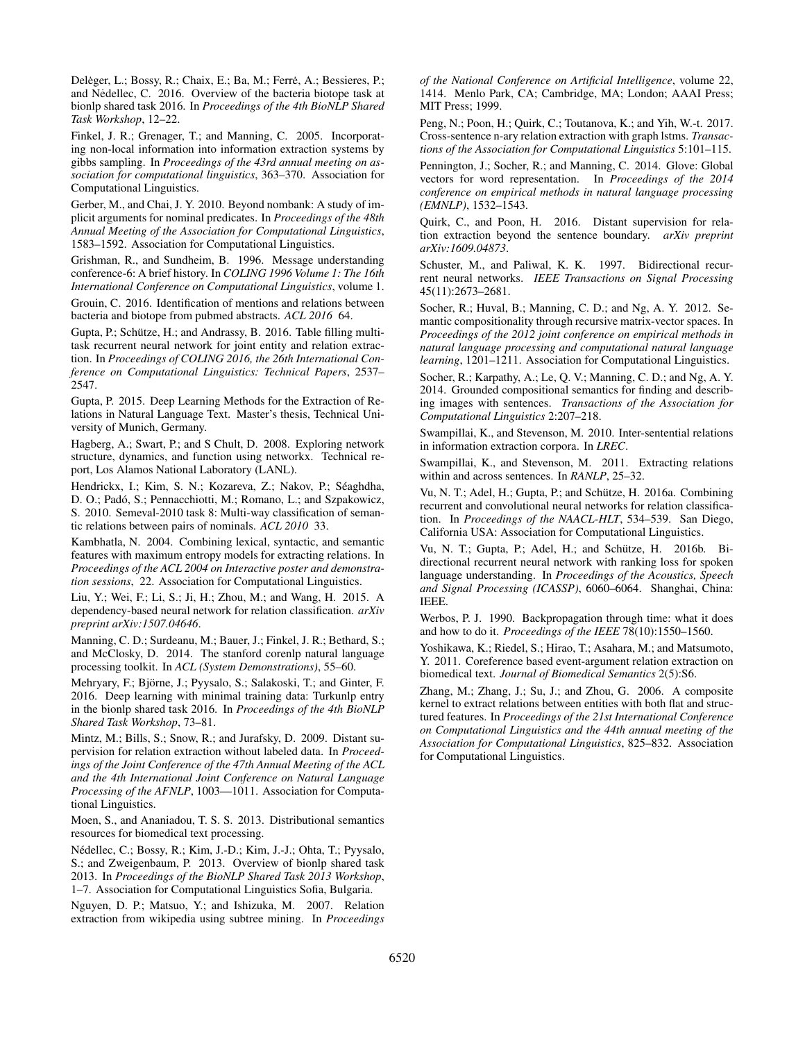Delėger, L.; Bossy, R.; Chaix, E.; Ba, M.; Ferrė, A.; Bessieres, P.; and Nėdellec, C. 2016. Overview of the bacteria biotope task at bionlp shared task 2016. In *Proceedings of the 4th BioNLP Shared Task Workshop*, 12–22.

Finkel, J. R.; Grenager, T.; and Manning, C. 2005. Incorporating non-local information into information extraction systems by gibbs sampling. In *Proceedings of the 43rd annual meeting on association for computational linguistics*, 363–370. Association for Computational Linguistics.

Gerber, M., and Chai, J. Y. 2010. Beyond nombank: A study of implicit arguments for nominal predicates. In *Proceedings of the 48th Annual Meeting of the Association for Computational Linguistics*, 1583–1592. Association for Computational Linguistics.

Grishman, R., and Sundheim, B. 1996. Message understanding conference-6: A brief history. In *COLING 1996 Volume 1: The 16th International Conference on Computational Linguistics*, volume 1.

Grouin, C. 2016. Identification of mentions and relations between bacteria and biotope from pubmed abstracts. *ACL 2016* 64.

Gupta, P.; Schütze, H.; and Andrassy, B. 2016. Table filling multi-task recurrent neural network for joint entity and relation extraction. In *Proceedings of COLING 2016, the 26th International Conference on Computational Linguistics: Technical Papers*, 2537–2547.

Gupta, P. 2015. Deep Learning Methods for the Extraction of Relations in Natural Language Text. Master's thesis, Technical University of Munich, Germany.

Hagberg, A.; Swart, P.; and S Chult, D. 2008. Exploring network structure, dynamics, and function using networkx. Technical report, Los Alamos National Laboratory (LANL).

Hendrickx, I.; Kim, S. N.; Kozareva, Z.; Nakov, P.; Séaghdha, D. O.; Padó, S.; Pennacchiotti, M.; Romano, L.; and Szpakowicz, S. 2010. Semeval-2010 task 8: Multi-way classification of semantic relations between pairs of nominals. *ACL 2010* 33.

Kambhatla, N. 2004. Combining lexical, syntactic, and semantic features with maximum entropy models for extracting relations. In *Proceedings of the ACL 2004 on Interactive poster and demonstration sessions*, 22. Association for Computational Linguistics.

Liu, Y.; Wei, F.; Li, S.; Ji, H.; Zhou, M.; and Wang, H. 2015. A dependency-based neural network for relation classification. *arXiv preprint arXiv:1507.04646*.

Manning, C. D.; Surdeanu, M.; Bauer, J.; Finkel, J. R.; Bethard, S.; and McClosky, D. 2014. The stanford corenlp natural language processing toolkit. In *ACL (System Demonstrations)*, 55–60.

Mehryary, F.; Björne, J.; Pyysalo, S.; Salakoski, T.; and Ginter, F. 2016. Deep learning with minimal training data: Turkunlp entry in the bionlp shared task 2016. In *Proceedings of the 4th BioNLP Shared Task Workshop*, 73–81.

Mintz, M.; Bills, S.; Snow, R.; and Jurafsky, D. 2009. Distant supervision for relation extraction without labeled data. In *Proceedings of the Joint Conference of the 47th Annual Meeting of the ACL and the 4th International Joint Conference on Natural Language Processing of the AFNLP*, 1003—1011. Association for Computational Linguistics.

Moen, S., and Ananiadou, T. S. S. 2013. Distributional semantics resources for biomedical text processing.

Nédellec, C.; Bossy, R.; Kim, J.-D.; Kim, J.-J.; Ohta, T.; Pyysalo, S.; and Zweigenbaum, P. 2013. Overview of bionlp shared task 2013. In *Proceedings of the BioNLP Shared Task 2013 Workshop*, 1–7. Association for Computational Linguistics Sofia, Bulgaria.

Nguyen, D. P.; Matsuo, Y.; and Ishizuka, M. 2007. Relation extraction from wikipedia using subtree mining. In *Proceedings of the National Conference on Artificial Intelligence*, volume 22, 1414. Menlo Park, CA; Cambridge, MA; London; AAAI Press; MIT Press; 1999.

Peng, N.; Poon, H.; Quirk, C.; Toutanova, K.; and Yih, W.-t. 2017. Cross-sentence n-ary relation extraction with graph lstms. *Transactions of the Association for Computational Linguistics* 5:101–115.

Pennington, J.; Socher, R.; and Manning, C. 2014. Glove: Global vectors for word representation. In *Proceedings of the 2014 conference on empirical methods in natural language processing (EMNLP)*, 1532–1543.

Quirk, C., and Poon, H. 2016. Distant supervision for relation extraction beyond the sentence boundary. *arXiv preprint arXiv:1609.04873*.

Schuster, M., and Paliwal, K. K. 1997. Bidirectional recurrent neural networks. *IEEE Transactions on Signal Processing* 45(11):2673–2681.

Socher, R.; Huval, B.; Manning, C. D.; and Ng, A. Y. 2012. Semantic compositionality through recursive matrix-vector spaces. In *Proceedings of the 2012 joint conference on empirical methods in natural language processing and computational natural language learning*, 1201–1211. Association for Computational Linguistics.

Socher, R.; Karpathy, A.; Le, Q. V.; Manning, C. D.; and Ng, A. Y. 2014. Grounded compositional semantics for finding and describing images with sentences. *Transactions of the Association for Computational Linguistics* 2:207–218.

Swampillai, K., and Stevenson, M. 2010. Inter-sentential relations in information extraction corpora. In *LREC*.

Swampillai, K., and Stevenson, M. 2011. Extracting relations within and across sentences. In *RANLP*, 25–32.

Vu, N. T.; Adel, H.; Gupta, P.; and Schütze, H. 2016a. Combining recurrent and convolutional neural networks for relation classification. In *Proceedings of the NAACL-HLT*, 534–539. San Diego, California USA: Association for Computational Linguistics.

Vu, N. T.; Gupta, P.; Adel, H.; and Schütze, H. 2016b. Bi-directional recurrent neural network with ranking loss for spoken language understanding. In *Proceedings of the Acoustics, Speech and Signal Processing (ICASSP)*, 6060–6064. Shanghai, China: IEEE.

Werbos, P. J. 1990. Backpropagation through time: what it does and how to do it. *Proceedings of the IEEE* 78(10):1550–1560.

Yoshikawa, K.; Riedel, S.; Hirao, T.; Asahara, M.; and Matsumoto, Y. 2011. Coreference based event-argument relation extraction on biomedical text. *Journal of Biomedical Semantics* 2(5):S6.

Zhang, M.; Zhang, J.; Su, J.; and Zhou, G. 2006. A composite kernel to extract relations between entities with both flat and structured features. In *Proceedings of the 21st International Conference on Computational Linguistics and the 44th annual meeting of the Association for Computational Linguistics*, 825–832. Association for Computational Linguistics.